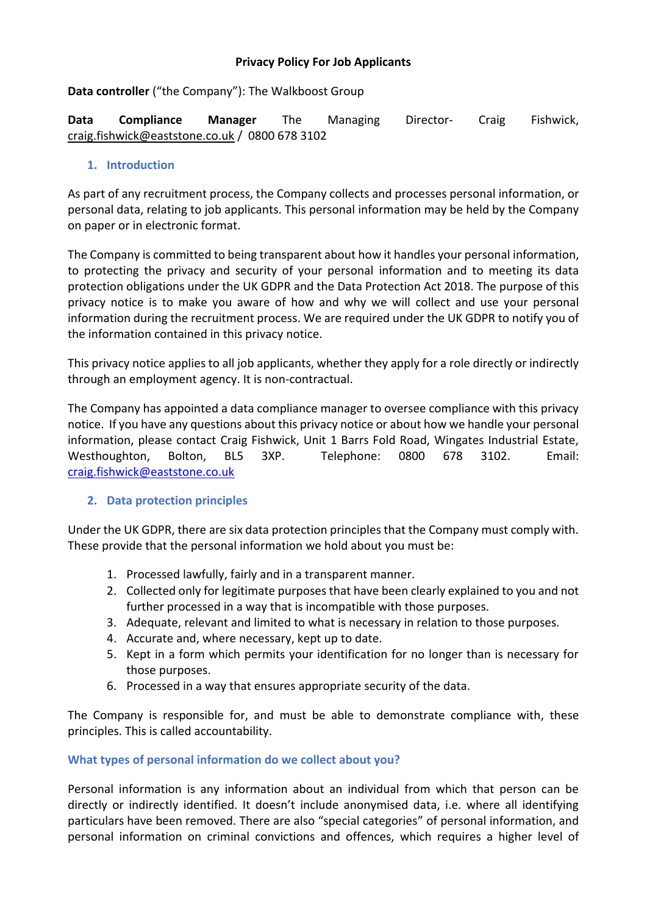# Privacy Policy For Job Applicants

**Data controller** ("the Company"): The Walkboost Group

**Data Compliance Manager** The Managing Director- Craig Fishwick, craig.fishwick@eaststone.co.uk / 0800 678 3102

## 1. Introduction

As part of any recruitment process, the Company collects and processes personal information, or personal data, relating to job applicants. This personal information may be held by the Company on paper or in electronic format.

The Company is committed to being transparent about how it handles your personal information, to protecting the privacy and security of your personal information and to meeting its data protection obligations under the UK GDPR and the Data Protection Act 2018. The purpose of this privacy notice is to make you aware of how and why we will collect and use your personal information during the recruitment process. We are required under the UK GDPR to notify you of the information contained in this privacy notice.

This privacy notice applies to all job applicants, whether they apply for a role directly or indirectly through an employment agency. It is non-contractual.

The Company has appointed a data compliance manager to oversee compliance with this privacy notice. If you have any questions about this privacy notice or about how we handle your personal information, please contact Craig Fishwick, Unit 1 Barrs Fold Road, Wingates Industrial Estate, Westhoughton, Bolton, BL5 3XP. Telephone: 0800 678 3102. Email: craig.fishwick@eaststone.co.uk

## 2. Data protection principles

Under the UK GDPR, there are six data protection principles that the Company must comply with. These provide that the personal information we hold about you must be:

1. Processed lawfully, fairly and in a transparent manner.
2. Collected only for legitimate purposes that have been clearly explained to you and not further processed in a way that is incompatible with those purposes.
3. Adequate, relevant and limited to what is necessary in relation to those purposes.
4. Accurate and, where necessary, kept up to date.
5. Kept in a form which permits your identification for no longer than is necessary for those purposes.
6. Processed in a way that ensures appropriate security of the data.

The Company is responsible for, and must be able to demonstrate compliance with, these principles. This is called accountability.

### What types of personal information do we collect about you?

Personal information is any information about an individual from which that person can be directly or indirectly identified. It doesn't include anonymised data, i.e. where all identifying particulars have been removed. There are also "special categories" of personal information, and personal information on criminal convictions and offences, which requires a higher level of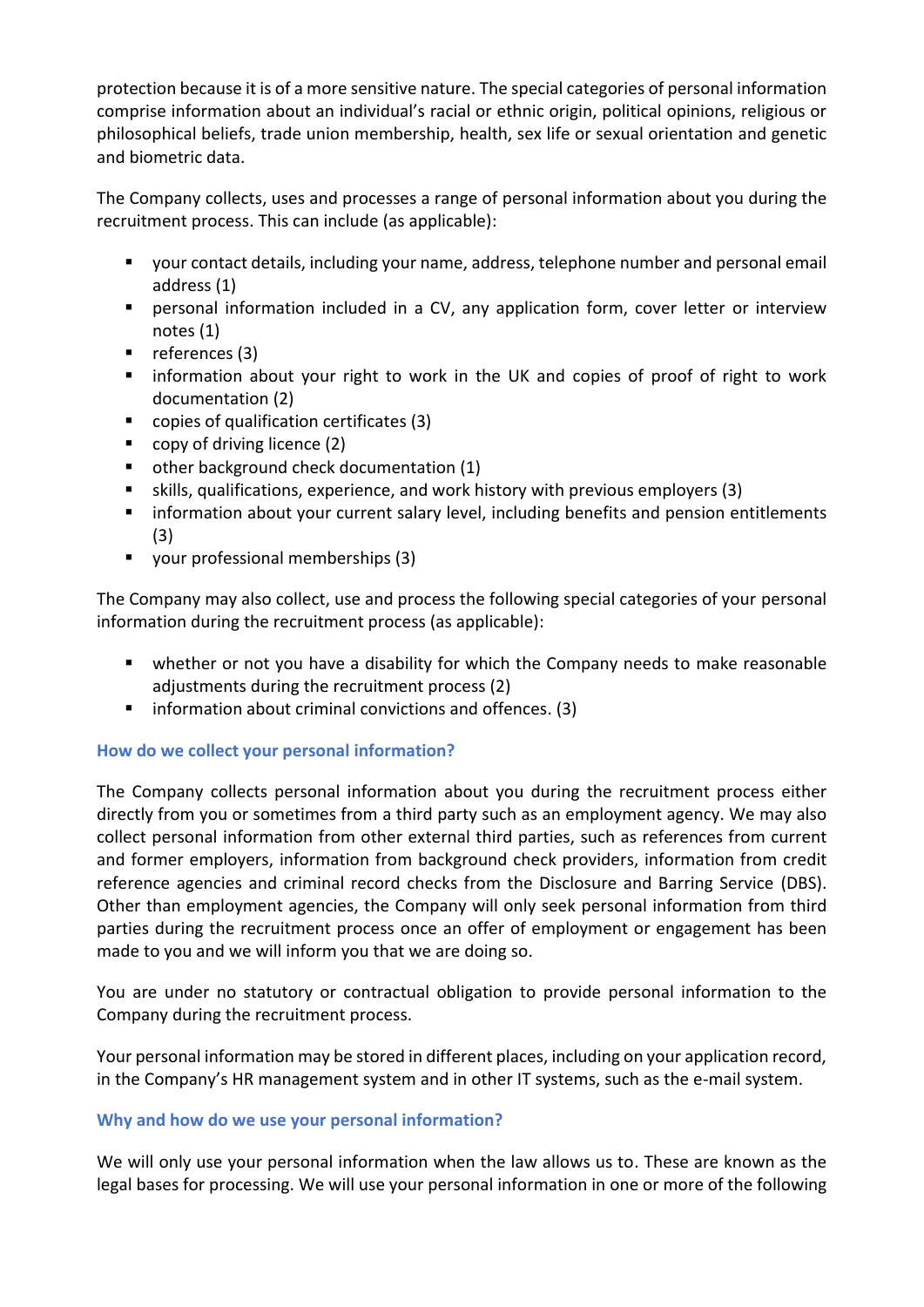protection because it is of a more sensitive nature. The special categories of personal information comprise information about an individual's racial or ethnic origin, political opinions, religious or philosophical beliefs, trade union membership, health, sex life or sexual orientation and genetic and biometric data.

The Company collects, uses and processes a range of personal information about you during the recruitment process. This can include (as applicable):

- your contact details, including your name, address, telephone number and personal email address (1)
- personal information included in a CV, any application form, cover letter or interview notes (1)
- references (3)
- information about your right to work in the UK and copies of proof of right to work documentation (2)
- copies of qualification certificates (3)
- copy of driving licence (2)
- other background check documentation (1)
- skills, qualifications, experience, and work history with previous employers (3)
- information about your current salary level, including benefits and pension entitlements (3)
- your professional memberships (3)

The Company may also collect, use and process the following special categories of your personal information during the recruitment process (as applicable):

- whether or not you have a disability for which the Company needs to make reasonable adjustments during the recruitment process (2)
- information about criminal convictions and offences. (3)

### How do we collect your personal information?

The Company collects personal information about you during the recruitment process either directly from you or sometimes from a third party such as an employment agency. We may also collect personal information from other external third parties, such as references from current and former employers, information from background check providers, information from credit reference agencies and criminal record checks from the Disclosure and Barring Service (DBS). Other than employment agencies, the Company will only seek personal information from third parties during the recruitment process once an offer of employment or engagement has been made to you and we will inform you that we are doing so.

You are under no statutory or contractual obligation to provide personal information to the Company during the recruitment process.

Your personal information may be stored in different places, including on your application record, in the Company's HR management system and in other IT systems, such as the e-mail system.

### Why and how do we use your personal information?

We will only use your personal information when the law allows us to. These are known as the legal bases for processing. We will use your personal information in one or more of the following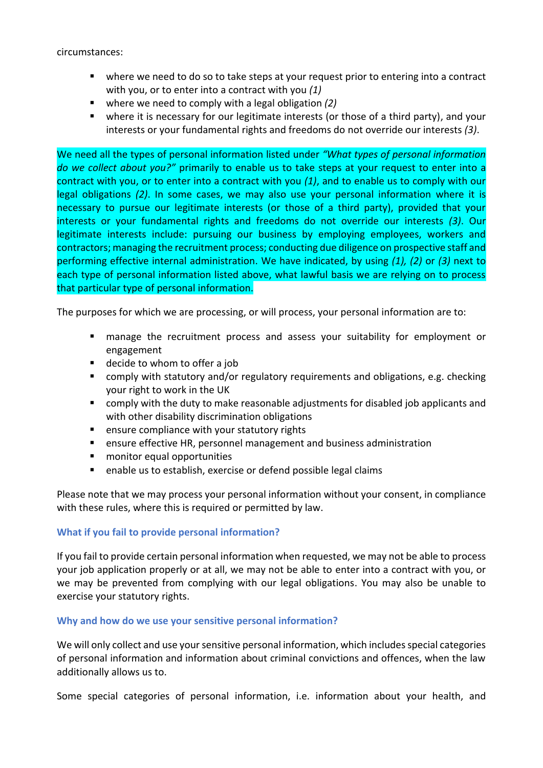circumstances:

- where we need to do so to take steps at your request prior to entering into a contract with you, or to enter into a contract with you *(1)*
- where we need to comply with a legal obligation *(2)*
- where it is necessary for our legitimate interests (or those of a third party), and your interests or your fundamental rights and freedoms do not override our interests *(3)*.

We need all the types of personal information listed under *"What types of personal information do we collect about you?"* primarily to enable us to take steps at your request to enter into a contract with you, or to enter into a contract with you *(1)*, and to enable us to comply with our legal obligations *(2)*. In some cases, we may also use your personal information where it is necessary to pursue our legitimate interests (or those of a third party), provided that your interests or your fundamental rights and freedoms do not override our interests *(3)*. Our legitimate interests include: pursuing our business by employing employees, workers and contractors; managing the recruitment process; conducting due diligence on prospective staff and performing effective internal administration. We have indicated, by using *(1), (2)* or *(3)* next to each type of personal information listed above, what lawful basis we are relying on to process that particular type of personal information.

The purposes for which we are processing, or will process, your personal information are to:

- manage the recruitment process and assess your suitability for employment or engagement
- decide to whom to offer a job
- comply with statutory and/or regulatory requirements and obligations, e.g. checking your right to work in the UK
- comply with the duty to make reasonable adjustments for disabled job applicants and with other disability discrimination obligations
- ensure compliance with your statutory rights
- ensure effective HR, personnel management and business administration
- monitor equal opportunities
- enable us to establish, exercise or defend possible legal claims

Please note that we may process your personal information without your consent, in compliance with these rules, where this is required or permitted by law.

### What if you fail to provide personal information?

If you fail to provide certain personal information when requested, we may not be able to process your job application properly or at all, we may not be able to enter into a contract with you, or we may be prevented from complying with our legal obligations. You may also be unable to exercise your statutory rights.

### Why and how do we use your sensitive personal information?

We will only collect and use your sensitive personal information, which includes special categories of personal information and information about criminal convictions and offences, when the law additionally allows us to.

Some special categories of personal information, i.e. information about your health, and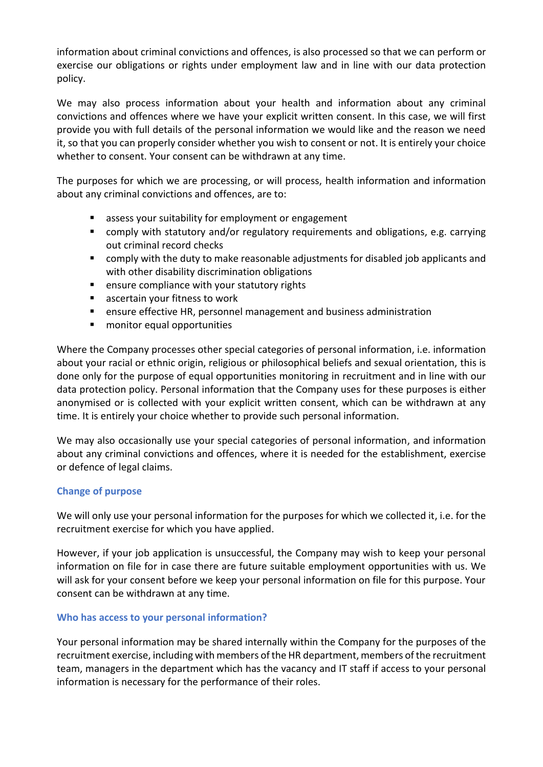information about criminal convictions and offences, is also processed so that we can perform or exercise our obligations or rights under employment law and in line with our data protection policy.

We may also process information about your health and information about any criminal convictions and offences where we have your explicit written consent. In this case, we will first provide you with full details of the personal information we would like and the reason we need it, so that you can properly consider whether you wish to consent or not. It is entirely your choice whether to consent. Your consent can be withdrawn at any time.

The purposes for which we are processing, or will process, health information and information about any criminal convictions and offences, are to:

- assess your suitability for employment or engagement
- comply with statutory and/or regulatory requirements and obligations, e.g. carrying out criminal record checks
- comply with the duty to make reasonable adjustments for disabled job applicants and with other disability discrimination obligations
- ensure compliance with your statutory rights
- ascertain your fitness to work
- ensure effective HR, personnel management and business administration
- monitor equal opportunities

Where the Company processes other special categories of personal information, i.e. information about your racial or ethnic origin, religious or philosophical beliefs and sexual orientation, this is done only for the purpose of equal opportunities monitoring in recruitment and in line with our data protection policy. Personal information that the Company uses for these purposes is either anonymised or is collected with your explicit written consent, which can be withdrawn at any time. It is entirely your choice whether to provide such personal information.

We may also occasionally use your special categories of personal information, and information about any criminal convictions and offences, where it is needed for the establishment, exercise or defence of legal claims.

### Change of purpose

We will only use your personal information for the purposes for which we collected it, i.e. for the recruitment exercise for which you have applied.

However, if your job application is unsuccessful, the Company may wish to keep your personal information on file for in case there are future suitable employment opportunities with us. We will ask for your consent before we keep your personal information on file for this purpose. Your consent can be withdrawn at any time.

### Who has access to your personal information?

Your personal information may be shared internally within the Company for the purposes of the recruitment exercise, including with members of the HR department, members of the recruitment team, managers in the department which has the vacancy and IT staff if access to your personal information is necessary for the performance of their roles.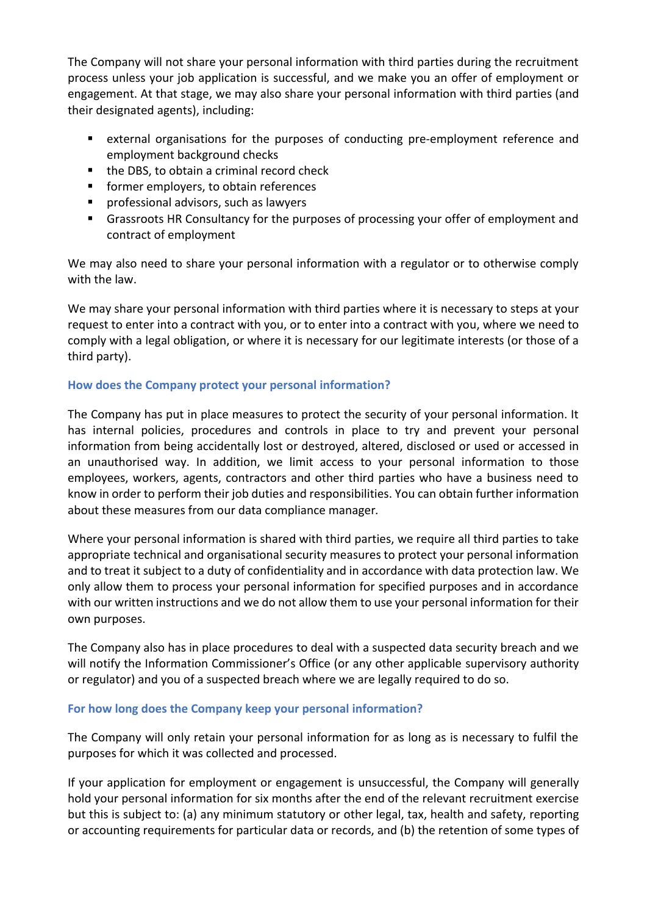The Company will not share your personal information with third parties during the recruitment process unless your job application is successful, and we make you an offer of employment or engagement. At that stage, we may also share your personal information with third parties (and their designated agents), including:

- external organisations for the purposes of conducting pre-employment reference and employment background checks
- the DBS, to obtain a criminal record check
- former employers, to obtain references
- professional advisors, such as lawyers
- Grassroots HR Consultancy for the purposes of processing your offer of employment and contract of employment

We may also need to share your personal information with a regulator or to otherwise comply with the law.

We may share your personal information with third parties where it is necessary to steps at your request to enter into a contract with you, or to enter into a contract with you, where we need to comply with a legal obligation, or where it is necessary for our legitimate interests (or those of a third party).

### How does the Company protect your personal information?

The Company has put in place measures to protect the security of your personal information. It has internal policies, procedures and controls in place to try and prevent your personal information from being accidentally lost or destroyed, altered, disclosed or used or accessed in an unauthorised way. In addition, we limit access to your personal information to those employees, workers, agents, contractors and other third parties who have a business need to know in order to perform their job duties and responsibilities. You can obtain further information about these measures from our data compliance manager.

Where your personal information is shared with third parties, we require all third parties to take appropriate technical and organisational security measures to protect your personal information and to treat it subject to a duty of confidentiality and in accordance with data protection law. We only allow them to process your personal information for specified purposes and in accordance with our written instructions and we do not allow them to use your personal information for their own purposes.

The Company also has in place procedures to deal with a suspected data security breach and we will notify the Information Commissioner's Office (or any other applicable supervisory authority or regulator) and you of a suspected breach where we are legally required to do so.

### For how long does the Company keep your personal information?

The Company will only retain your personal information for as long as is necessary to fulfil the purposes for which it was collected and processed.

If your application for employment or engagement is unsuccessful, the Company will generally hold your personal information for six months after the end of the relevant recruitment exercise but this is subject to: (a) any minimum statutory or other legal, tax, health and safety, reporting or accounting requirements for particular data or records, and (b) the retention of some types of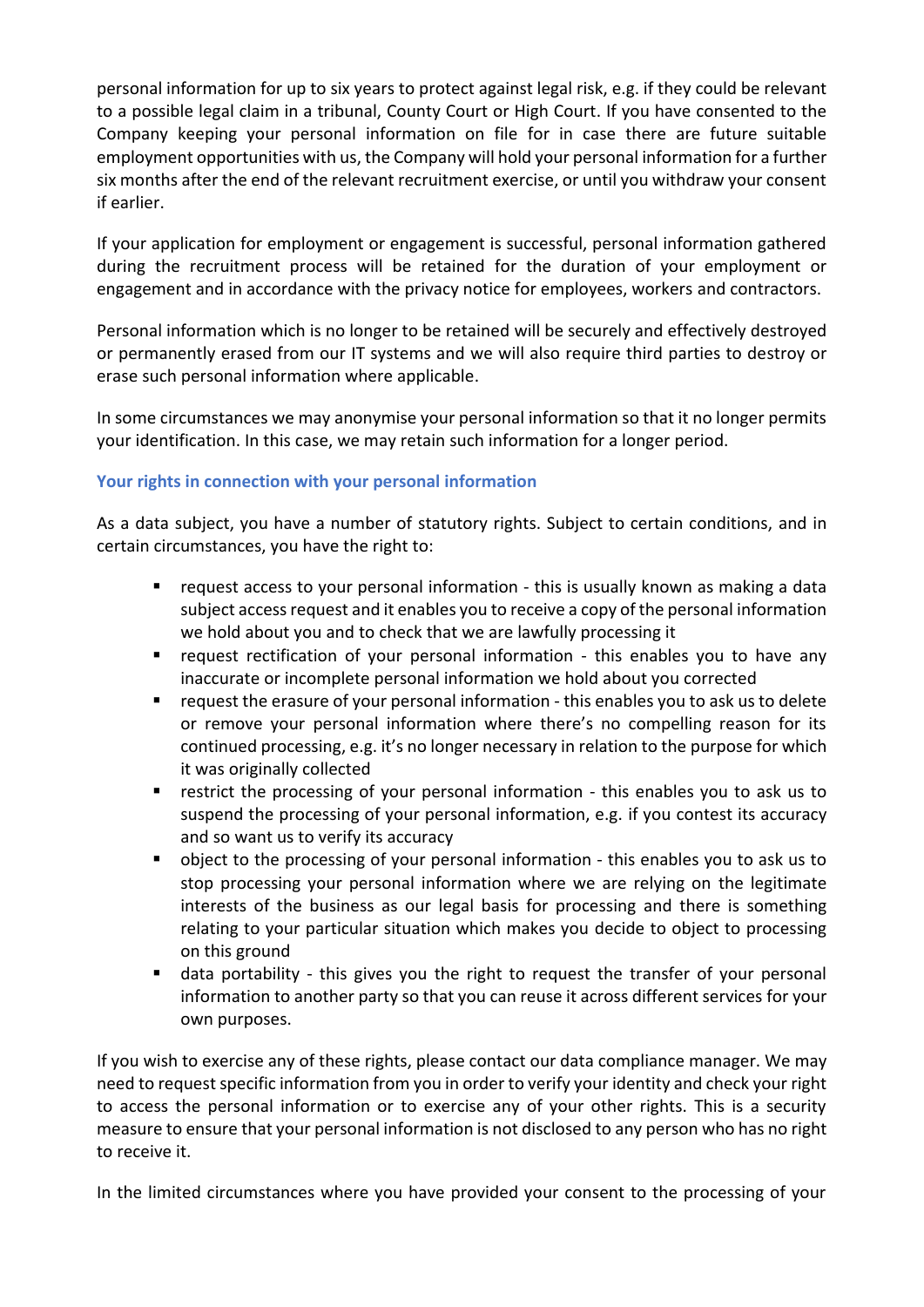personal information for up to six years to protect against legal risk, e.g. if they could be relevant to a possible legal claim in a tribunal, County Court or High Court. If you have consented to the Company keeping your personal information on file for in case there are future suitable employment opportunities with us, the Company will hold your personal information for a further six months after the end of the relevant recruitment exercise, or until you withdraw your consent if earlier.

If your application for employment or engagement is successful, personal information gathered during the recruitment process will be retained for the duration of your employment or engagement and in accordance with the privacy notice for employees, workers and contractors.

Personal information which is no longer to be retained will be securely and effectively destroyed or permanently erased from our IT systems and we will also require third parties to destroy or erase such personal information where applicable.

In some circumstances we may anonymise your personal information so that it no longer permits your identification. In this case, we may retain such information for a longer period.

### Your rights in connection with your personal information

As a data subject, you have a number of statutory rights. Subject to certain conditions, and in certain circumstances, you have the right to:

- request access to your personal information - this is usually known as making a data subject access request and it enables you to receive a copy of the personal information we hold about you and to check that we are lawfully processing it
- request rectification of your personal information - this enables you to have any inaccurate or incomplete personal information we hold about you corrected
- request the erasure of your personal information - this enables you to ask us to delete or remove your personal information where there's no compelling reason for its continued processing, e.g. it's no longer necessary in relation to the purpose for which it was originally collected
- restrict the processing of your personal information - this enables you to ask us to suspend the processing of your personal information, e.g. if you contest its accuracy and so want us to verify its accuracy
- object to the processing of your personal information - this enables you to ask us to stop processing your personal information where we are relying on the legitimate interests of the business as our legal basis for processing and there is something relating to your particular situation which makes you decide to object to processing on this ground
- data portability - this gives you the right to request the transfer of your personal information to another party so that you can reuse it across different services for your own purposes.

If you wish to exercise any of these rights, please contact our data compliance manager. We may need to request specific information from you in order to verify your identity and check your right to access the personal information or to exercise any of your other rights. This is a security measure to ensure that your personal information is not disclosed to any person who has no right to receive it.

In the limited circumstances where you have provided your consent to the processing of your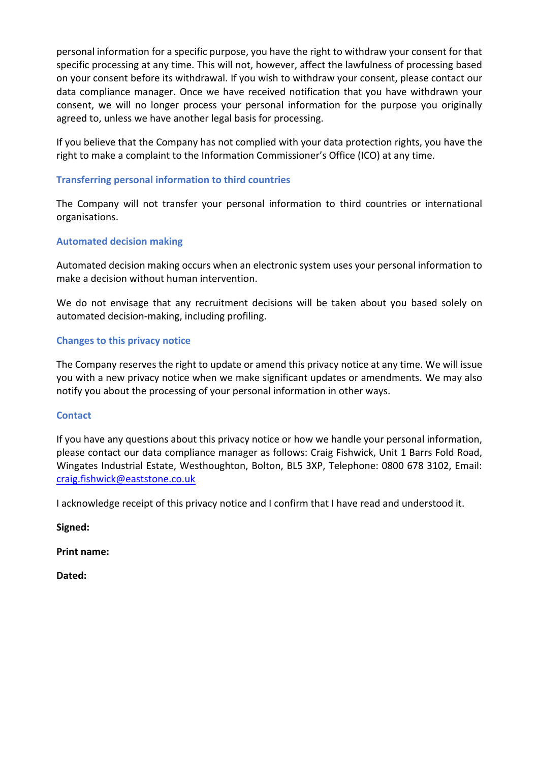personal information for a specific purpose, you have the right to withdraw your consent for that specific processing at any time. This will not, however, affect the lawfulness of processing based on your consent before its withdrawal. If you wish to withdraw your consent, please contact our data compliance manager. Once we have received notification that you have withdrawn your consent, we will no longer process your personal information for the purpose you originally agreed to, unless we have another legal basis for processing.

If you believe that the Company has not complied with your data protection rights, you have the right to make a complaint to the Information Commissioner's Office (ICO) at any time.

### Transferring personal information to third countries

The Company will not transfer your personal information to third countries or international organisations.

### Automated decision making

Automated decision making occurs when an electronic system uses your personal information to make a decision without human intervention.

We do not envisage that any recruitment decisions will be taken about you based solely on automated decision-making, including profiling.

### Changes to this privacy notice

The Company reserves the right to update or amend this privacy notice at any time. We will issue you with a new privacy notice when we make significant updates or amendments. We may also notify you about the processing of your personal information in other ways.

### Contact

If you have any questions about this privacy notice or how we handle your personal information, please contact our data compliance manager as follows: Craig Fishwick, Unit 1 Barrs Fold Road, Wingates Industrial Estate, Westhoughton, Bolton, BL5 3XP, Telephone: 0800 678 3102, Email: [craig.fishwick@eaststone.co.uk](mailto:craig.fishwick@eaststone.co.uk)

I acknowledge receipt of this privacy notice and I confirm that I have read and understood it.

**Signed:**

**Print name:**

**Dated:**